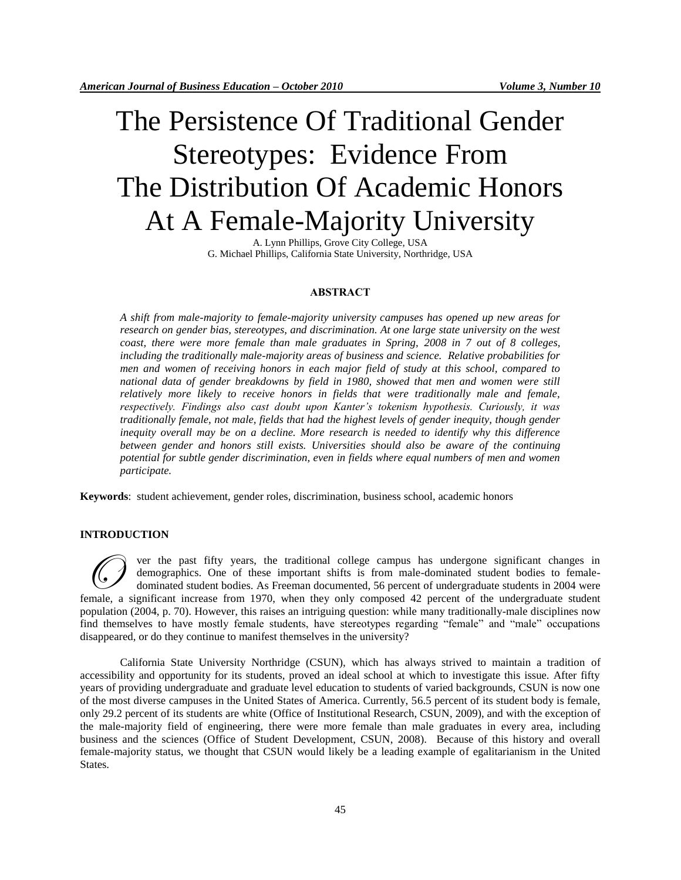# The Persistence Of Traditional Gender Stereotypes: Evidence From The Distribution Of Academic Honors At A Female-Majority University

A. Lynn Phillips, Grove City College, USA
G. Michael Phillips, California State University, Northridge, USA

## ABSTRACT

*A shift from male-majority to female-majority university campuses has opened up new areas for research on gender bias, stereotypes, and discrimination. At one large state university on the west coast, there were more female than male graduates in Spring, 2008 in 7 out of 8 colleges, including the traditionally male-majority areas of business and science. Relative probabilities for men and women of receiving honors in each major field of study at this school, compared to national data of gender breakdowns by field in 1980, showed that men and women were still relatively more likely to receive honors in fields that were traditionally male and female, respectively. Findings also cast doubt upon Kanter's tokenism hypothesis. Curiously, it was traditionally female, not male, fields that had the highest levels of gender inequity, though gender inequity overall may be on a decline. More research is needed to identify why this difference between gender and honors still exists. Universities should also be aware of the continuing potential for subtle gender discrimination, even in fields where equal numbers of men and women participate.*

**Keywords**: student achievement, gender roles, discrimination, business school, academic honors

## INTRODUCTION

Over the past fifty years, the traditional college campus has undergone significant changes in demographics. One of these important shifts is from male-dominated student bodies to female-dominated student bodies. As Freeman documented, 56 percent of undergraduate students in 2004 were female, a significant increase from 1970, when they only composed 42 percent of the undergraduate student population (2004, p. 70). However, this raises an intriguing question: while many traditionally-male disciplines now find themselves to have mostly female students, have stereotypes regarding "female" and "male" occupations disappeared, or do they continue to manifest themselves in the university?

California State University Northridge (CSUN), which has always strived to maintain a tradition of accessibility and opportunity for its students, proved an ideal school at which to investigate this issue. After fifty years of providing undergraduate and graduate level education to students of varied backgrounds, CSUN is now one of the most diverse campuses in the United States of America. Currently, 56.5 percent of its student body is female, only 29.2 percent of its students are white (Office of Institutional Research, CSUN, 2009), and with the exception of the male-majority field of engineering, there were more female than male graduates in every area, including business and the sciences (Office of Student Development, CSUN, 2008). Because of this history and overall female-majority status, we thought that CSUN would likely be a leading example of egalitarianism in the United States.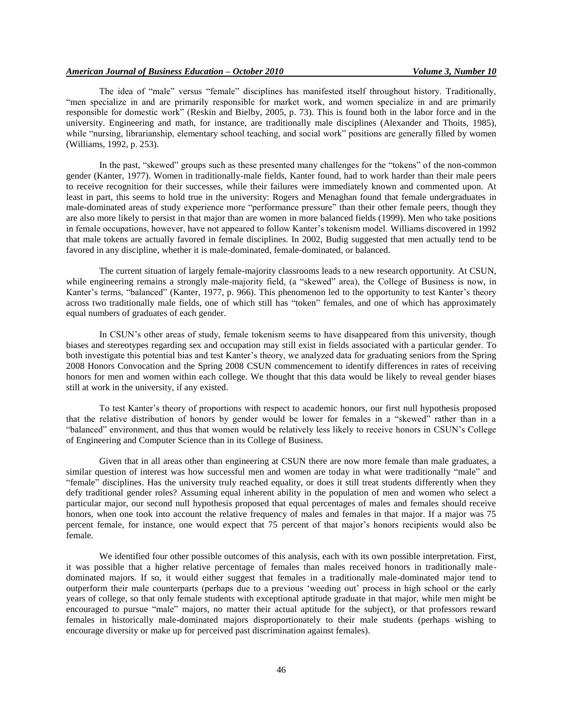The idea of "male" versus "female" disciplines has manifested itself throughout history. Traditionally, "men specialize in and are primarily responsible for market work, and women specialize in and are primarily responsible for domestic work" (Reskin and Bielby, 2005, p. 73). This is found both in the labor force and in the university. Engineering and math, for instance, are traditionally male disciplines (Alexander and Thoits, 1985), while "nursing, librarianship, elementary school teaching, and social work" positions are generally filled by women (Williams, 1992, p. 253).

In the past, "skewed" groups such as these presented many challenges for the "tokens" of the non-common gender (Kanter, 1977). Women in traditionally-male fields, Kanter found, had to work harder than their male peers to receive recognition for their successes, while their failures were immediately known and commented upon. At least in part, this seems to hold true in the university: Rogers and Menaghan found that female undergraduates in male-dominated areas of study experience more "performance pressure" than their other female peers, though they are also more likely to persist in that major than are women in more balanced fields (1999). Men who take positions in female occupations, however, have not appeared to follow Kanter's tokenism model. Williams discovered in 1992 that male tokens are actually favored in female disciplines. In 2002, Budig suggested that men actually tend to be favored in any discipline, whether it is male-dominated, female-dominated, or balanced.

The current situation of largely female-majority classrooms leads to a new research opportunity. At CSUN, while engineering remains a strongly male-majority field, (a "skewed" area), the College of Business is now, in Kanter's terms, "balanced" (Kanter, 1977, p. 966). This phenomenon led to the opportunity to test Kanter's theory across two traditionally male fields, one of which still has "token" females, and one of which has approximately equal numbers of graduates of each gender.

In CSUN's other areas of study, female tokenism seems to have disappeared from this university, though biases and stereotypes regarding sex and occupation may still exist in fields associated with a particular gender. To both investigate this potential bias and test Kanter's theory, we analyzed data for graduating seniors from the Spring 2008 Honors Convocation and the Spring 2008 CSUN commencement to identify differences in rates of receiving honors for men and women within each college. We thought that this data would be likely to reveal gender biases still at work in the university, if any existed.

To test Kanter's theory of proportions with respect to academic honors, our first null hypothesis proposed that the relative distribution of honors by gender would be lower for females in a "skewed" rather than in a "balanced" environment, and thus that women would be relatively less likely to receive honors in CSUN's College of Engineering and Computer Science than in its College of Business.

Given that in all areas other than engineering at CSUN there are now more female than male graduates, a similar question of interest was how successful men and women are today in what were traditionally "male" and "female" disciplines. Has the university truly reached equality, or does it still treat students differently when they defy traditional gender roles? Assuming equal inherent ability in the population of men and women who select a particular major, our second null hypothesis proposed that equal percentages of males and females should receive honors, when one took into account the relative frequency of males and females in that major. If a major was 75 percent female, for instance, one would expect that 75 percent of that major's honors recipients would also be female.

We identified four other possible outcomes of this analysis, each with its own possible interpretation. First, it was possible that a higher relative percentage of females than males received honors in traditionally male-dominated majors. If so, it would either suggest that females in a traditionally male-dominated major tend to outperform their male counterparts (perhaps due to a previous 'weeding out' process in high school or the early years of college, so that only female students with exceptional aptitude graduate in that major, while men might be encouraged to pursue "male" majors, no matter their actual aptitude for the subject), or that professors reward females in historically male-dominated majors disproportionately to their male students (perhaps wishing to encourage diversity or make up for perceived past discrimination against females).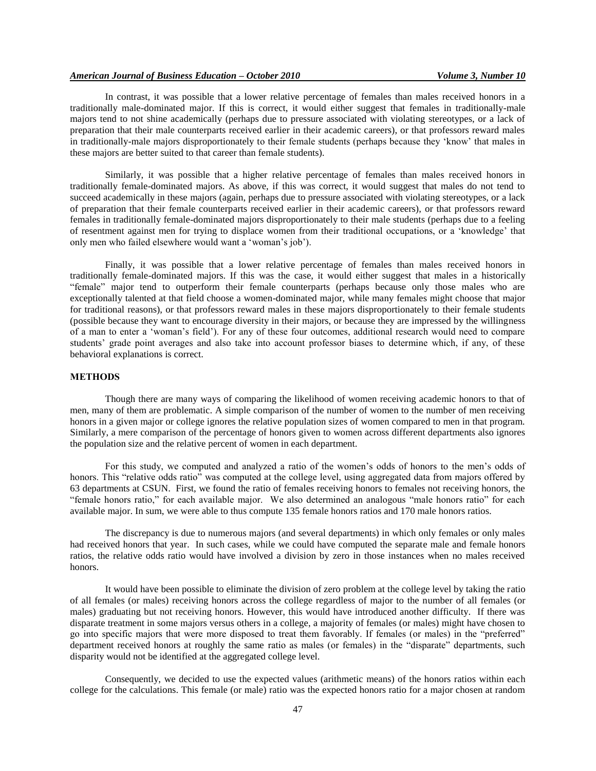In contrast, it was possible that a lower relative percentage of females than males received honors in a traditionally male-dominated major. If this is correct, it would either suggest that females in traditionally-male majors tend to not shine academically (perhaps due to pressure associated with violating stereotypes, or a lack of preparation that their male counterparts received earlier in their academic careers), or that professors reward males in traditionally-male majors disproportionately to their female students (perhaps because they 'know' that males in these majors are better suited to that career than female students).

Similarly, it was possible that a higher relative percentage of females than males received honors in traditionally female-dominated majors. As above, if this was correct, it would suggest that males do not tend to succeed academically in these majors (again, perhaps due to pressure associated with violating stereotypes, or a lack of preparation that their female counterparts received earlier in their academic careers), or that professors reward females in traditionally female-dominated majors disproportionately to their male students (perhaps due to a feeling of resentment against men for trying to displace women from their traditional occupations, or a 'knowledge' that only men who failed elsewhere would want a 'woman's job').

Finally, it was possible that a lower relative percentage of females than males received honors in traditionally female-dominated majors. If this was the case, it would either suggest that males in a historically "female" major tend to outperform their female counterparts (perhaps because only those males who are exceptionally talented at that field choose a women-dominated major, while many females might choose that major for traditional reasons), or that professors reward males in these majors disproportionately to their female students (possible because they want to encourage diversity in their majors, or because they are impressed by the willingness of a man to enter a 'woman's field'). For any of these four outcomes, additional research would need to compare students' grade point averages and also take into account professor biases to determine which, if any, of these behavioral explanations is correct.

## METHODS

Though there are many ways of comparing the likelihood of women receiving academic honors to that of men, many of them are problematic. A simple comparison of the number of women to the number of men receiving honors in a given major or college ignores the relative population sizes of women compared to men in that program. Similarly, a mere comparison of the percentage of honors given to women across different departments also ignores the population size and the relative percent of women in each department.

For this study, we computed and analyzed a ratio of the women's odds of honors to the men's odds of honors. This "relative odds ratio" was computed at the college level, using aggregated data from majors offered by 63 departments at CSUN. First, we found the ratio of females receiving honors to females not receiving honors, the "female honors ratio," for each available major. We also determined an analogous "male honors ratio" for each available major. In sum, we were able to thus compute 135 female honors ratios and 170 male honors ratios.

The discrepancy is due to numerous majors (and several departments) in which only females or only males had received honors that year. In such cases, while we could have computed the separate male and female honors ratios, the relative odds ratio would have involved a division by zero in those instances when no males received honors.

It would have been possible to eliminate the division of zero problem at the college level by taking the ratio of all females (or males) receiving honors across the college regardless of major to the number of all females (or males) graduating but not receiving honors. However, this would have introduced another difficulty. If there was disparate treatment in some majors versus others in a college, a majority of females (or males) might have chosen to go into specific majors that were more disposed to treat them favorably. If females (or males) in the "preferred" department received honors at roughly the same ratio as males (or females) in the "disparate" departments, such disparity would not be identified at the aggregated college level.

Consequently, we decided to use the expected values (arithmetic means) of the honors ratios within each college for the calculations. This female (or male) ratio was the expected honors ratio for a major chosen at random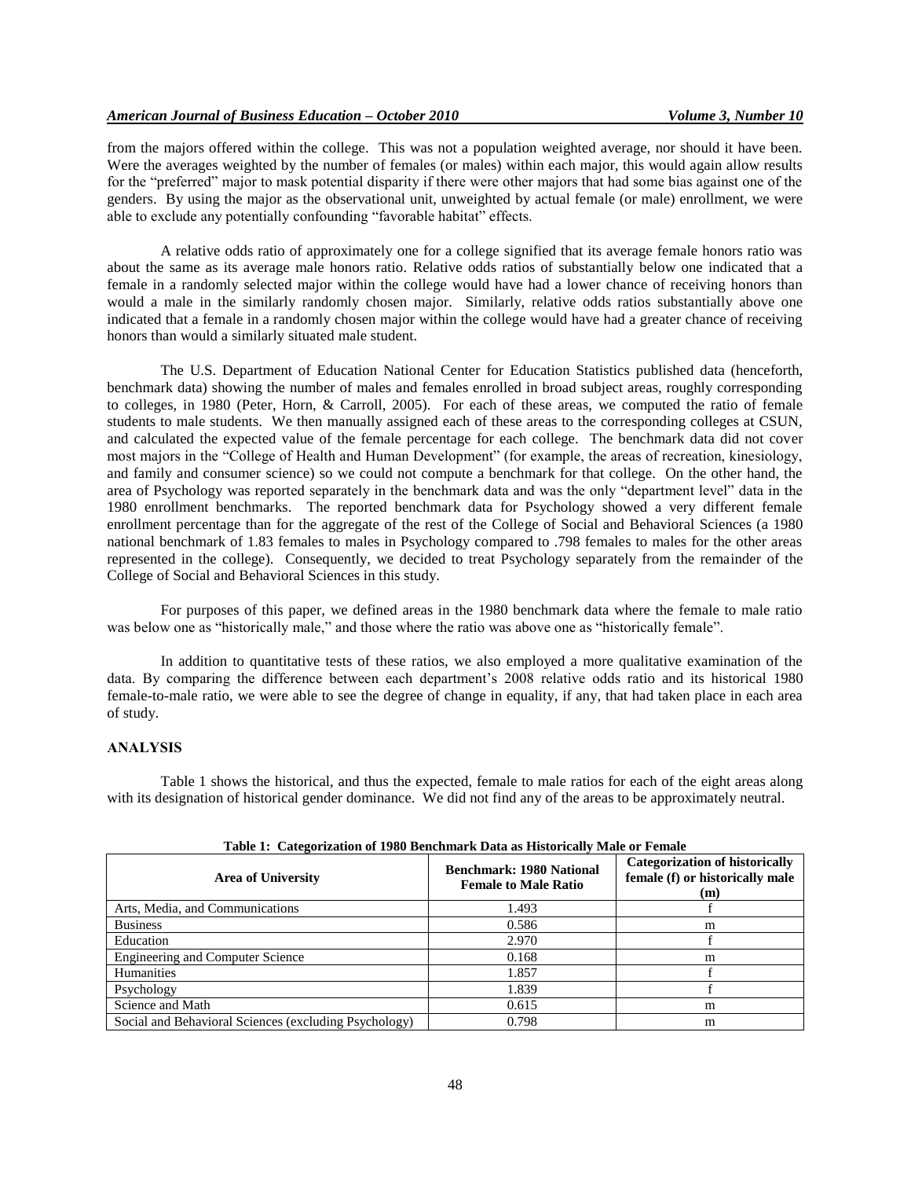from the majors offered within the college. This was not a population weighted average, nor should it have been. Were the averages weighted by the number of females (or males) within each major, this would again allow results for the "preferred" major to mask potential disparity if there were other majors that had some bias against one of the genders. By using the major as the observational unit, unweighted by actual female (or male) enrollment, we were able to exclude any potentially confounding "favorable habitat" effects.

A relative odds ratio of approximately one for a college signified that its average female honors ratio was about the same as its average male honors ratio. Relative odds ratios of substantially below one indicated that a female in a randomly selected major within the college would have had a lower chance of receiving honors than would a male in the similarly randomly chosen major. Similarly, relative odds ratios substantially above one indicated that a female in a randomly chosen major within the college would have had a greater chance of receiving honors than would a similarly situated male student.

The U.S. Department of Education National Center for Education Statistics published data (henceforth, benchmark data) showing the number of males and females enrolled in broad subject areas, roughly corresponding to colleges, in 1980 (Peter, Horn, & Carroll, 2005). For each of these areas, we computed the ratio of female students to male students. We then manually assigned each of these areas to the corresponding colleges at CSUN, and calculated the expected value of the female percentage for each college. The benchmark data did not cover most majors in the "College of Health and Human Development" (for example, the areas of recreation, kinesiology, and family and consumer science) so we could not compute a benchmark for that college. On the other hand, the area of Psychology was reported separately in the benchmark data and was the only "department level" data in the 1980 enrollment benchmarks. The reported benchmark data for Psychology showed a very different female enrollment percentage than for the aggregate of the rest of the College of Social and Behavioral Sciences (a 1980 national benchmark of 1.83 females to males in Psychology compared to .798 females to males for the other areas represented in the college). Consequently, we decided to treat Psychology separately from the remainder of the College of Social and Behavioral Sciences in this study.

For purposes of this paper, we defined areas in the 1980 benchmark data where the female to male ratio was below one as "historically male," and those where the ratio was above one as "historically female".

In addition to quantitative tests of these ratios, we also employed a more qualitative examination of the data. By comparing the difference between each department's 2008 relative odds ratio and its historical 1980 female-to-male ratio, we were able to see the degree of change in equality, if any, that had taken place in each area of study.

## ANALYSIS

Table 1 shows the historical, and thus the expected, female to male ratios for each of the eight areas along with its designation of historical gender dominance. We did not find any of the areas to be approximately neutral.

**Table 1: Categorization of 1980 Benchmark Data as Historically Male or Female**

| Area of University | Benchmark: 1980 National Female to Male Ratio | Categorization of historically female (f) or historically male (m) |
| --- | --- | --- |
| Arts, Media, and Communications | 1.493 | f |
| Business | 0.586 | m |
| Education | 2.970 | f |
| Engineering and Computer Science | 0.168 | m |
| Humanities | 1.857 | f |
| Psychology | 1.839 | f |
| Science and Math | 0.615 | m |
| Social and Behavioral Sciences (excluding Psychology) | 0.798 | m |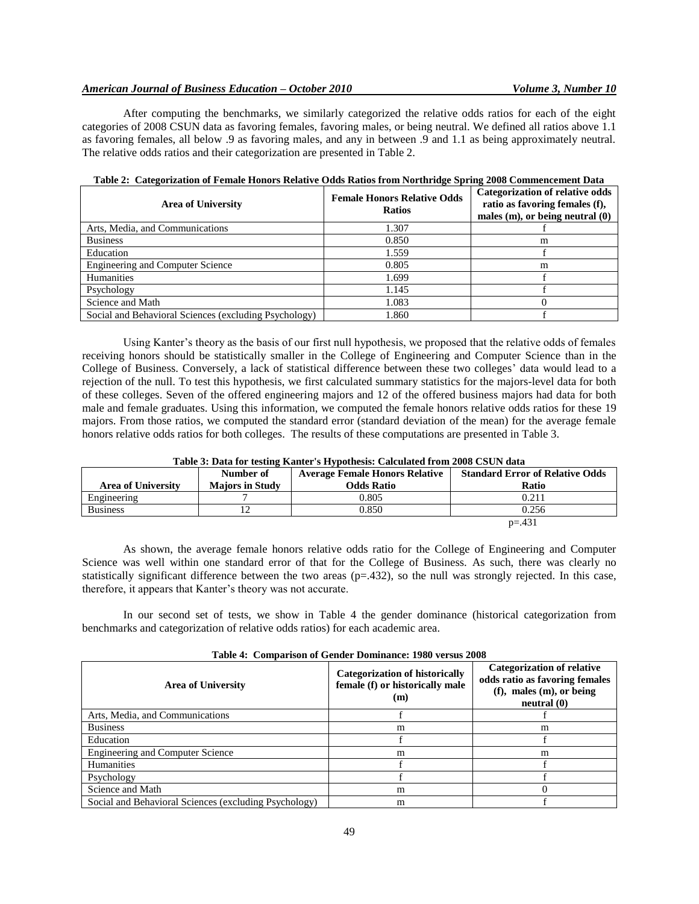After computing the benchmarks, we similarly categorized the relative odds ratios for each of the eight categories of 2008 CSUN data as favoring females, favoring males, or being neutral. We defined all ratios above 1.1 as favoring females, all below .9 as favoring males, and any in between .9 and 1.1 as being approximately neutral. The relative odds ratios and their categorization are presented in Table 2.

**Table 2: Categorization of Female Honors Relative Odds Ratios from Northridge Spring 2008 Commencement Data**

| Area of University | Female Honors Relative Odds Ratios | Categorization of relative odds ratio as favoring females (f), males (m), or being neutral (0) |
|---|---|---|
| Arts, Media, and Communications | 1.307 | f |
| Business | 0.850 | m |
| Education | 1.559 | f |
| Engineering and Computer Science | 0.805 | m |
| Humanities | 1.699 | f |
| Psychology | 1.145 | f |
| Science and Math | 1.083 | 0 |
| Social and Behavioral Sciences (excluding Psychology) | 1.860 | f |

Using Kanter's theory as the basis of our first null hypothesis, we proposed that the relative odds of females receiving honors should be statistically smaller in the College of Engineering and Computer Science than in the College of Business. Conversely, a lack of statistical difference between these two colleges' data would lead to a rejection of the null. To test this hypothesis, we first calculated summary statistics for the majors-level data for both of these colleges. Seven of the offered engineering majors and 12 of the offered business majors had data for both male and female graduates. Using this information, we computed the female honors relative odds ratios for these 19 majors. From those ratios, we computed the standard error (standard deviation of the mean) for the average female honors relative odds ratios for both colleges. The results of these computations are presented in Table 3.

**Table 3: Data for testing Kanter's Hypothesis: Calculated from 2008 CSUN data**

| Area of University | Number of Majors in Study | Average Female Honors Relative Odds Ratio | Standard Error of Relative Odds Ratio |
|---|---|---|---|
| Engineering | 7 | 0.805 | 0.211 |
| Business | 12 | 0.850 | 0.256 |
| | | | p=.431 |

As shown, the average female honors relative odds ratio for the College of Engineering and Computer Science was well within one standard error of that for the College of Business. As such, there was clearly no statistically significant difference between the two areas (p=.432), so the null was strongly rejected. In this case, therefore, it appears that Kanter's theory was not accurate.

In our second set of tests, we show in Table 4 the gender dominance (historical categorization from benchmarks and categorization of relative odds ratios) for each academic area.

**Table 4: Comparison of Gender Dominance: 1980 versus 2008**

| Area of University | Categorization of historically female (f) or historically male (m) | Categorization of relative odds ratio as favoring females (f), males (m), or being neutral (0) |
|---|---|---|
| Arts, Media, and Communications | f | f |
| Business | m | m |
| Education | f | f |
| Engineering and Computer Science | m | m |
| Humanities | f | f |
| Psychology | f | f |
| Science and Math | m | 0 |
| Social and Behavioral Sciences (excluding Psychology) | m | f |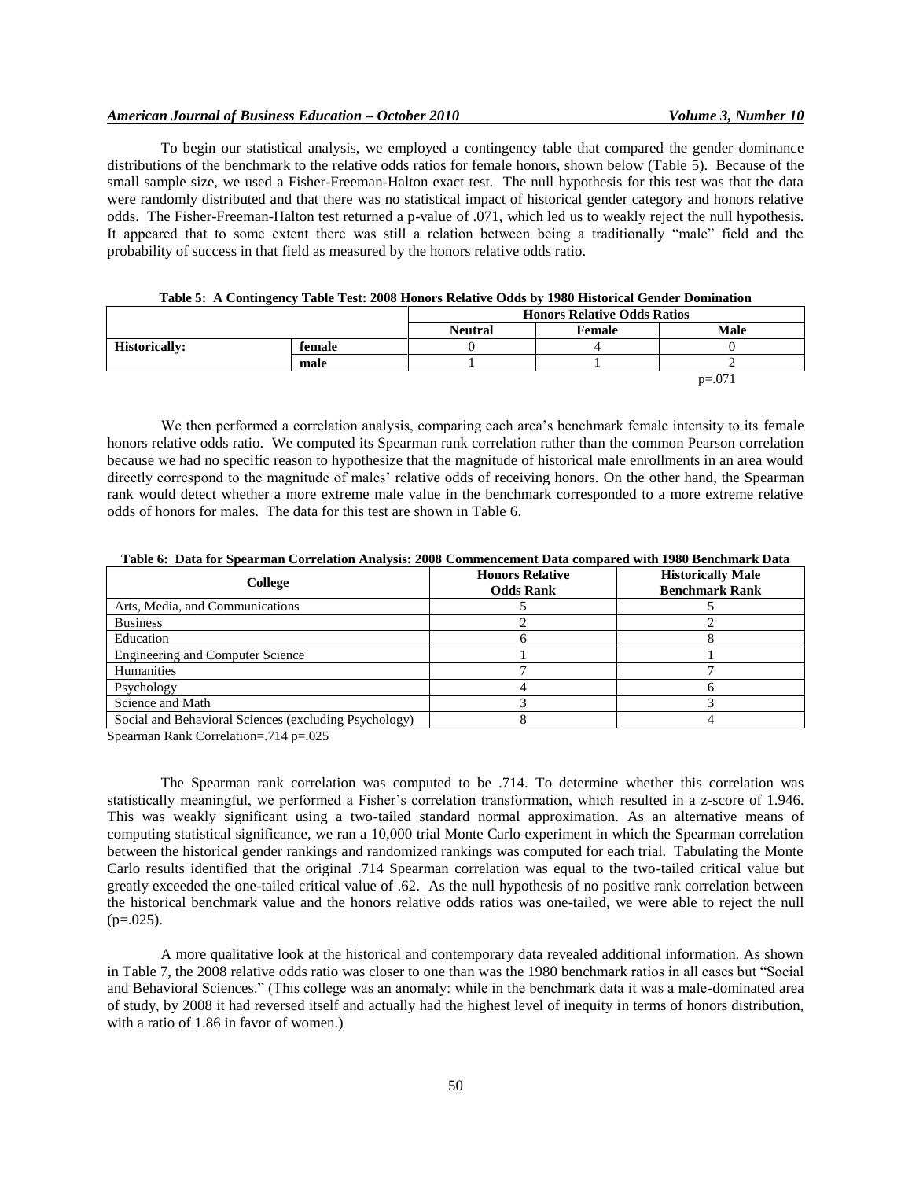To begin our statistical analysis, we employed a contingency table that compared the gender dominance distributions of the benchmark to the relative odds ratios for female honors, shown below (Table 5). Because of the small sample size, we used a Fisher-Freeman-Halton exact test. The null hypothesis for this test was that the data were randomly distributed and that there was no statistical impact of historical gender category and honors relative odds. The Fisher-Freeman-Halton test returned a p-value of .071, which led us to weakly reject the null hypothesis. It appeared that to some extent there was still a relation between being a traditionally "male" field and the probability of success in that field as measured by the honors relative odds ratio.

**Table 5: A Contingency Table Test: 2008 Honors Relative Odds by 1980 Historical Gender Domination**

| | | Honors Relative Odds Ratios | | |
|---|---|---|---|---|
| | | **Neutral** | **Female** | **Male** |
| **Historically:** | **female** | 0 | 4 | 0 |
| | **male** | 1 | 1 | 2 |
| | | | | p=.071 |

We then performed a correlation analysis, comparing each area's benchmark female intensity to its female honors relative odds ratio. We computed its Spearman rank correlation rather than the common Pearson correlation because we had no specific reason to hypothesize that the magnitude of historical male enrollments in an area would directly correspond to the magnitude of males' relative odds of receiving honors. On the other hand, the Spearman rank would detect whether a more extreme male value in the benchmark corresponded to a more extreme relative odds of honors for males. The data for this test are shown in Table 6.

**Table 6: Data for Spearman Correlation Analysis: 2008 Commencement Data compared with 1980 Benchmark Data**

| College | Honors Relative Odds Rank | Historically Male Benchmark Rank |
|---|---|---|
| Arts, Media, and Communications | 5 | 5 |
| Business | 2 | 2 |
| Education | 6 | 8 |
| Engineering and Computer Science | 1 | 1 |
| Humanities | 7 | 7 |
| Psychology | 4 | 6 |
| Science and Math | 3 | 3 |
| Social and Behavioral Sciences (excluding Psychology) | 8 | 4 |

Spearman Rank Correlation=.714 p=.025

The Spearman rank correlation was computed to be .714. To determine whether this correlation was statistically meaningful, we performed a Fisher's correlation transformation, which resulted in a z-score of 1.946. This was weakly significant using a two-tailed standard normal approximation. As an alternative means of computing statistical significance, we ran a 10,000 trial Monte Carlo experiment in which the Spearman correlation between the historical gender rankings and randomized rankings was computed for each trial. Tabulating the Monte Carlo results identified that the original .714 Spearman correlation was equal to the two-tailed critical value but greatly exceeded the one-tailed critical value of .62. As the null hypothesis of no positive rank correlation between the historical benchmark value and the honors relative odds ratios was one-tailed, we were able to reject the null (p=.025).

A more qualitative look at the historical and contemporary data revealed additional information. As shown in Table 7, the 2008 relative odds ratio was closer to one than was the 1980 benchmark ratios in all cases but "Social and Behavioral Sciences." (This college was an anomaly: while in the benchmark data it was a male-dominated area of study, by 2008 it had reversed itself and actually had the highest level of inequity in terms of honors distribution, with a ratio of 1.86 in favor of women.)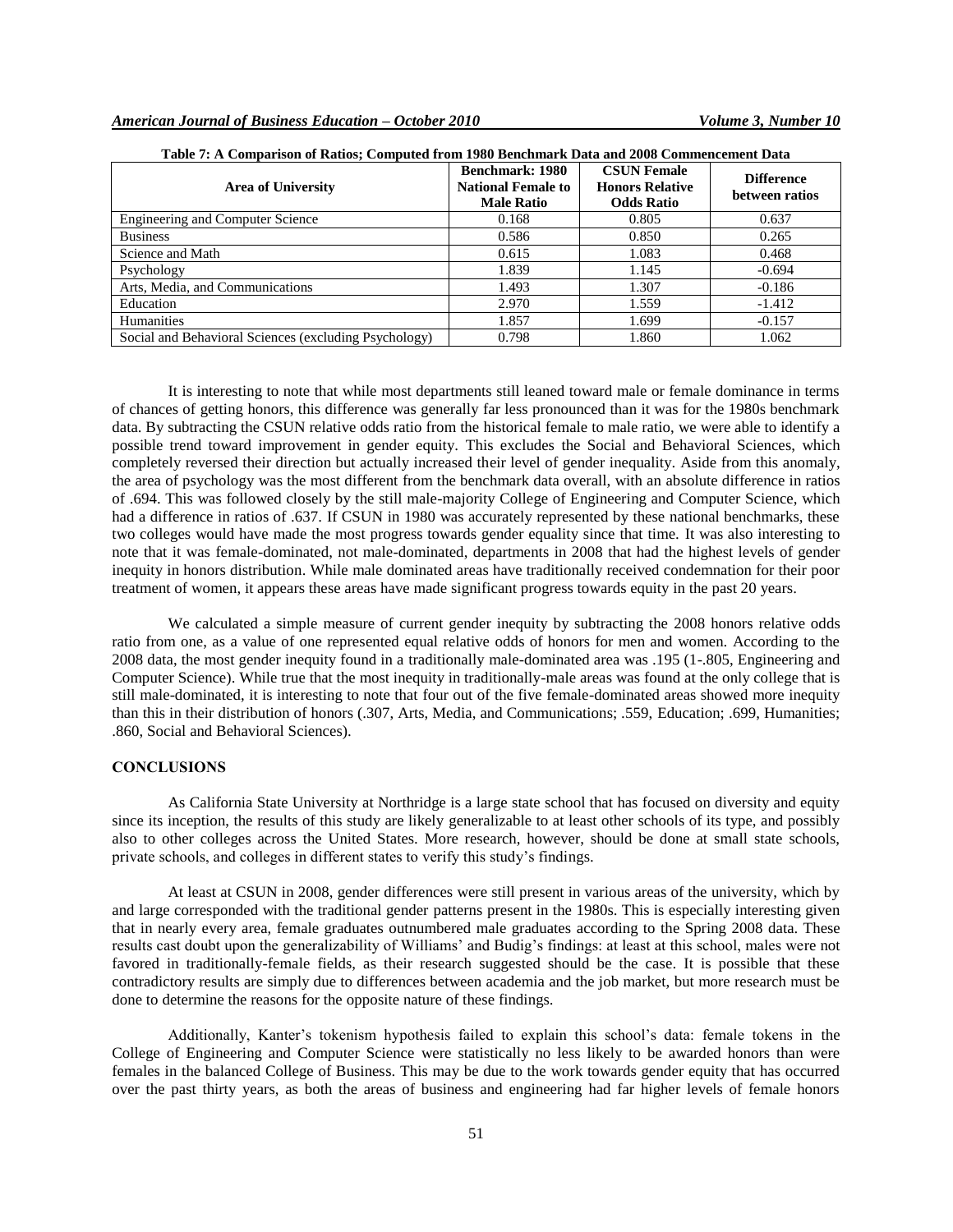**Table 7: A Comparison of Ratios; Computed from 1980 Benchmark Data and 2008 Commencement Data**

| Area of University | Benchmark: 1980 National Female to Male Ratio | CSUN Female Honors Relative Odds Ratio | Difference between ratios |
|---|---|---|---|
| Engineering and Computer Science | 0.168 | 0.805 | 0.637 |
| Business | 0.586 | 0.850 | 0.265 |
| Science and Math | 0.615 | 1.083 | 0.468 |
| Psychology | 1.839 | 1.145 | -0.694 |
| Arts, Media, and Communications | 1.493 | 1.307 | -0.186 |
| Education | 2.970 | 1.559 | -1.412 |
| Humanities | 1.857 | 1.699 | -0.157 |
| Social and Behavioral Sciences (excluding Psychology) | 0.798 | 1.860 | 1.062 |

It is interesting to note that while most departments still leaned toward male or female dominance in terms of chances of getting honors, this difference was generally far less pronounced than it was for the 1980s benchmark data. By subtracting the CSUN relative odds ratio from the historical female to male ratio, we were able to identify a possible trend toward improvement in gender equity. This excludes the Social and Behavioral Sciences, which completely reversed their direction but actually increased their level of gender inequality. Aside from this anomaly, the area of psychology was the most different from the benchmark data overall, with an absolute difference in ratios of .694. This was followed closely by the still male-majority College of Engineering and Computer Science, which had a difference in ratios of .637. If CSUN in 1980 was accurately represented by these national benchmarks, these two colleges would have made the most progress towards gender equality since that time. It was also interesting to note that it was female-dominated, not male-dominated, departments in 2008 that had the highest levels of gender inequity in honors distribution. While male dominated areas have traditionally received condemnation for their poor treatment of women, it appears these areas have made significant progress towards equity in the past 20 years.

We calculated a simple measure of current gender inequity by subtracting the 2008 honors relative odds ratio from one, as a value of one represented equal relative odds of honors for men and women. According to the 2008 data, the most gender inequity found in a traditionally male-dominated area was .195 (1-.805, Engineering and Computer Science). While true that the most inequity in traditionally-male areas was found at the only college that is still male-dominated, it is interesting to note that four out of the five female-dominated areas showed more inequity than this in their distribution of honors (.307, Arts, Media, and Communications; .559, Education; .699, Humanities; .860, Social and Behavioral Sciences).

## CONCLUSIONS

As California State University at Northridge is a large state school that has focused on diversity and equity since its inception, the results of this study are likely generalizable to at least other schools of its type, and possibly also to other colleges across the United States. More research, however, should be done at small state schools, private schools, and colleges in different states to verify this study's findings.

At least at CSUN in 2008, gender differences were still present in various areas of the university, which by and large corresponded with the traditional gender patterns present in the 1980s. This is especially interesting given that in nearly every area, female graduates outnumbered male graduates according to the Spring 2008 data. These results cast doubt upon the generalizability of Williams' and Budig's findings: at least at this school, males were not favored in traditionally-female fields, as their research suggested should be the case. It is possible that these contradictory results are simply due to differences between academia and the job market, but more research must be done to determine the reasons for the opposite nature of these findings.

Additionally, Kanter's tokenism hypothesis failed to explain this school's data: female tokens in the College of Engineering and Computer Science were statistically no less likely to be awarded honors than were females in the balanced College of Business. This may be due to the work towards gender equity that has occurred over the past thirty years, as both the areas of business and engineering had far higher levels of female honors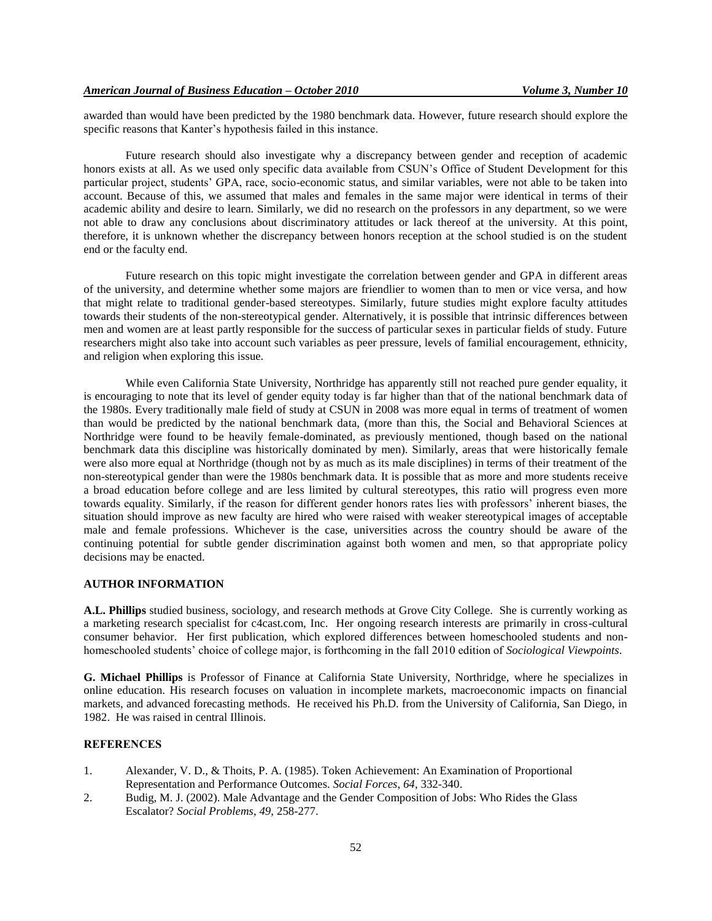awarded than would have been predicted by the 1980 benchmark data. However, future research should explore the specific reasons that Kanter's hypothesis failed in this instance.

Future research should also investigate why a discrepancy between gender and reception of academic honors exists at all. As we used only specific data available from CSUN's Office of Student Development for this particular project, students' GPA, race, socio-economic status, and similar variables, were not able to be taken into account. Because of this, we assumed that males and females in the same major were identical in terms of their academic ability and desire to learn. Similarly, we did no research on the professors in any department, so we were not able to draw any conclusions about discriminatory attitudes or lack thereof at the university. At this point, therefore, it is unknown whether the discrepancy between honors reception at the school studied is on the student end or the faculty end.

Future research on this topic might investigate the correlation between gender and GPA in different areas of the university, and determine whether some majors are friendlier to women than to men or vice versa, and how that might relate to traditional gender-based stereotypes. Similarly, future studies might explore faculty attitudes towards their students of the non-stereotypical gender. Alternatively, it is possible that intrinsic differences between men and women are at least partly responsible for the success of particular sexes in particular fields of study. Future researchers might also take into account such variables as peer pressure, levels of familial encouragement, ethnicity, and religion when exploring this issue.

While even California State University, Northridge has apparently still not reached pure gender equality, it is encouraging to note that its level of gender equity today is far higher than that of the national benchmark data of the 1980s. Every traditionally male field of study at CSUN in 2008 was more equal in terms of treatment of women than would be predicted by the national benchmark data, (more than this, the Social and Behavioral Sciences at Northridge were found to be heavily female-dominated, as previously mentioned, though based on the national benchmark data this discipline was historically dominated by men). Similarly, areas that were historically female were also more equal at Northridge (though not by as much as its male disciplines) in terms of their treatment of the non-stereotypical gender than were the 1980s benchmark data. It is possible that as more and more students receive a broad education before college and are less limited by cultural stereotypes, this ratio will progress even more towards equality. Similarly, if the reason for different gender honors rates lies with professors' inherent biases, the situation should improve as new faculty are hired who were raised with weaker stereotypical images of acceptable male and female professions. Whichever is the case, universities across the country should be aware of the continuing potential for subtle gender discrimination against both women and men, so that appropriate policy decisions may be enacted.

## AUTHOR INFORMATION

**A.L. Phillips** studied business, sociology, and research methods at Grove City College. She is currently working as a marketing research specialist for c4cast.com, Inc. Her ongoing research interests are primarily in cross-cultural consumer behavior. Her first publication, which explored differences between homeschooled students and non-homeschooled students' choice of college major, is forthcoming in the fall 2010 edition of *Sociological Viewpoints*.

**G. Michael Phillips** is Professor of Finance at California State University, Northridge, where he specializes in online education. His research focuses on valuation in incomplete markets, macroeconomic impacts on financial markets, and advanced forecasting methods. He received his Ph.D. from the University of California, San Diego, in 1982. He was raised in central Illinois.

## REFERENCES

1. Alexander, V. D., & Thoits, P. A. (1985). Token Achievement: An Examination of Proportional Representation and Performance Outcomes. *Social Forces*, *64*, 332-340.
2. Budig, M. J. (2002). Male Advantage and the Gender Composition of Jobs: Who Rides the Glass Escalator? *Social Problems*, *49*, 258-277.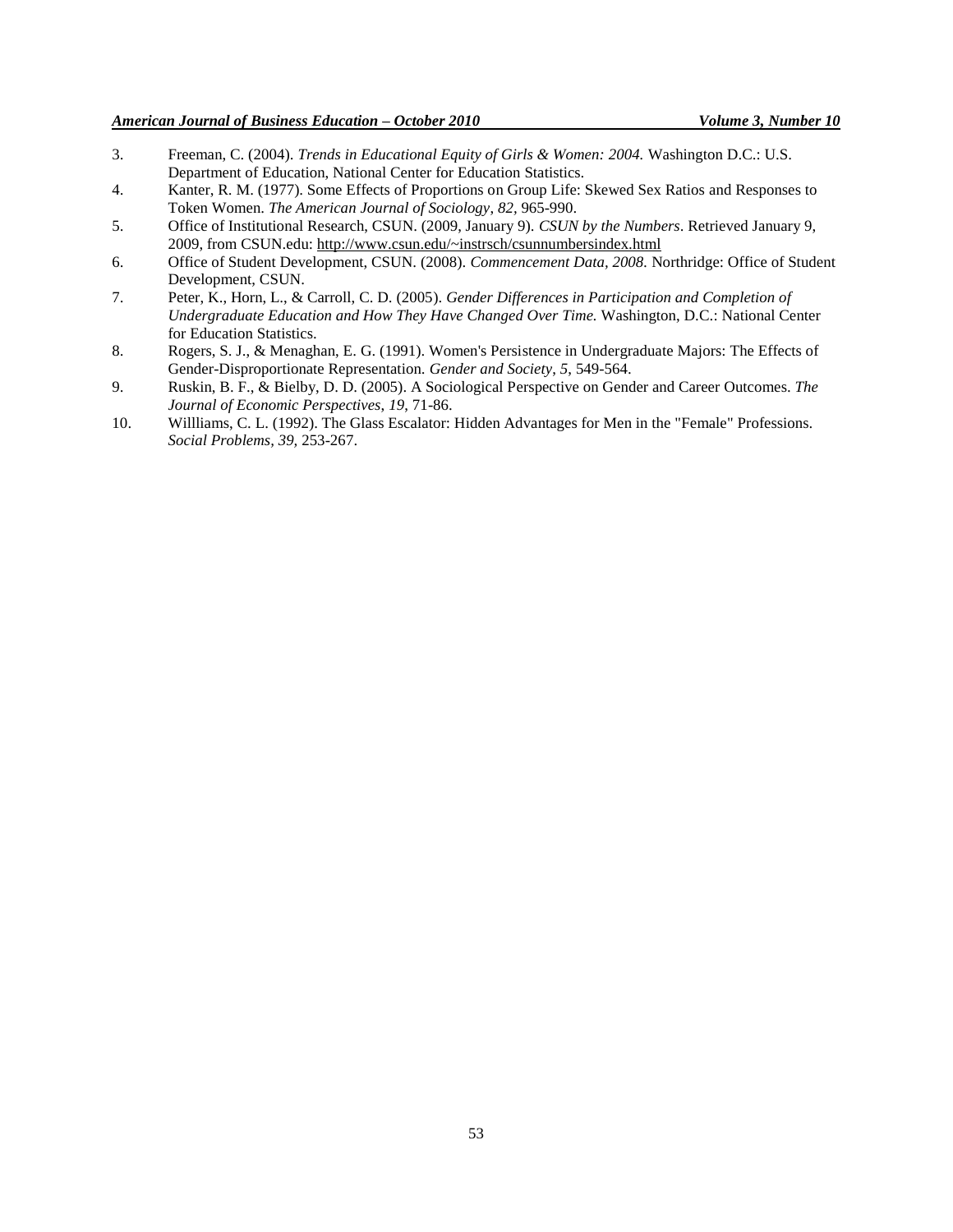3. Freeman, C. (2004). *Trends in Educational Equity of Girls & Women: 2004.* Washington D.C.: U.S. Department of Education, National Center for Education Statistics.
4. Kanter, R. M. (1977). Some Effects of Proportions on Group Life: Skewed Sex Ratios and Responses to Token Women. *The American Journal of Sociology, 82*, 965-990.
5. Office of Institutional Research, CSUN. (2009, January 9). *CSUN by the Numbers*. Retrieved January 9, 2009, from CSUN.edu: http://www.csun.edu/~instrsch/csunnumbersindex.html
6. Office of Student Development, CSUN. (2008). *Commencement Data, 2008.* Northridge: Office of Student Development, CSUN.
7. Peter, K., Horn, L., & Carroll, C. D. (2005). *Gender Differences in Participation and Completion of Undergraduate Education and How They Have Changed Over Time.* Washington, D.C.: National Center for Education Statistics.
8. Rogers, S. J., & Menaghan, E. G. (1991). Women's Persistence in Undergraduate Majors: The Effects of Gender-Disproportionate Representation. *Gender and Society, 5*, 549-564.
9. Ruskin, B. F., & Bielby, D. D. (2005). A Sociological Perspective on Gender and Career Outcomes. *The Journal of Economic Perspectives, 19*, 71-86.
10. Willliams, C. L. (1992). The Glass Escalator: Hidden Advantages for Men in the "Female" Professions. *Social Problems, 39*, 253-267.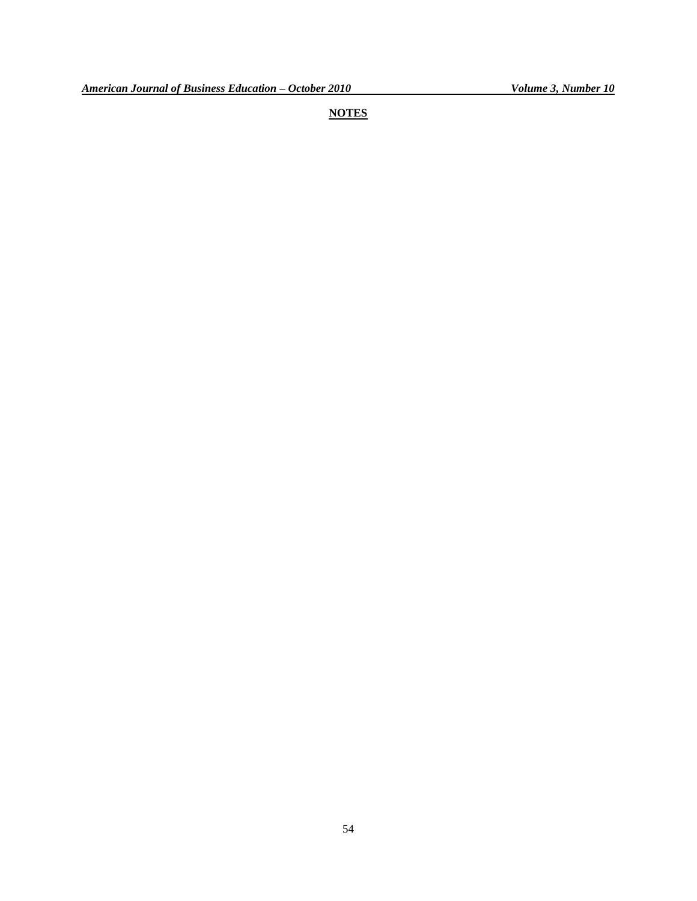**NOTES**